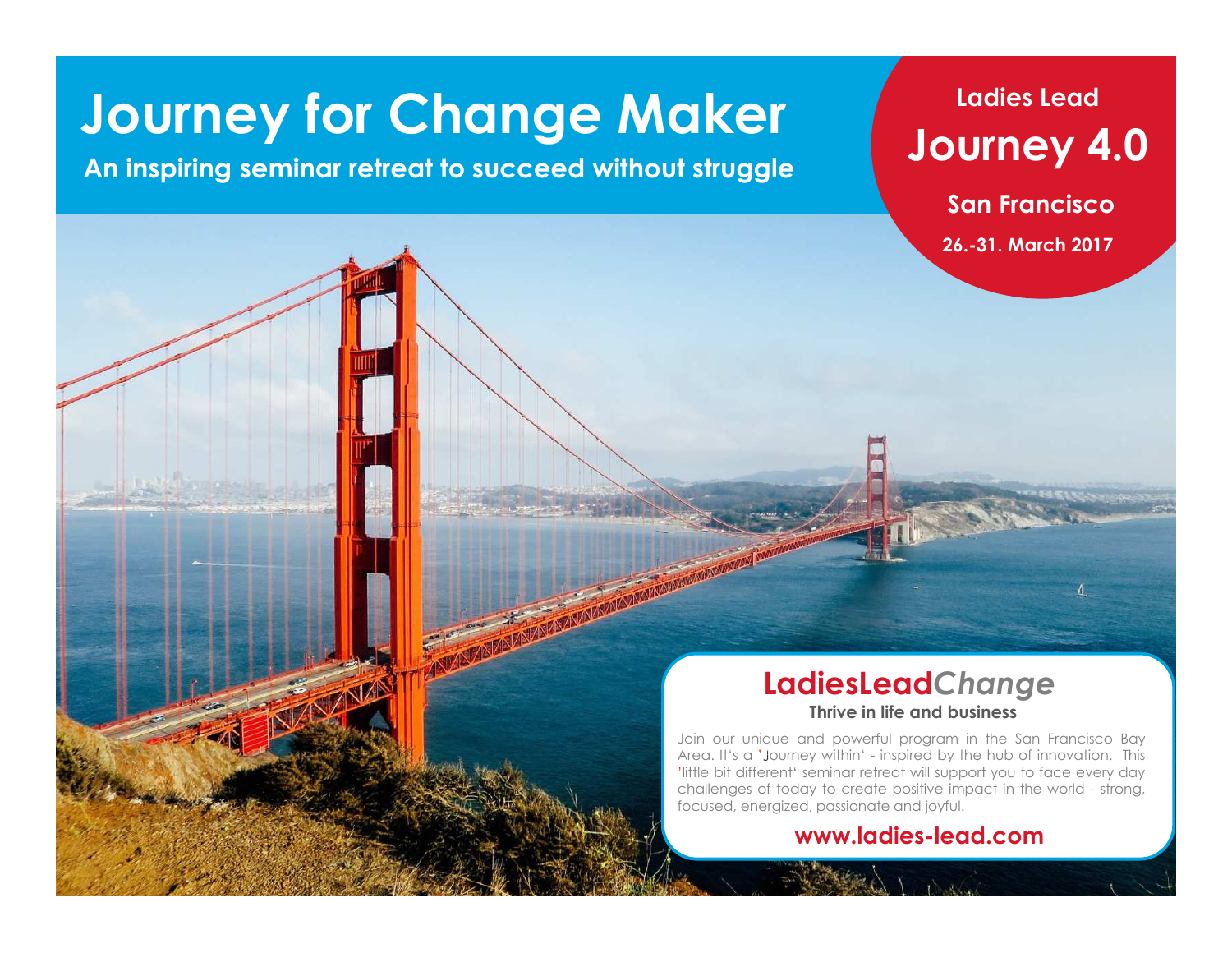# Journey for Change Maker

**An inspiring seminar retreat to succeed without struggle**

## Ladies Lead Journey 4.0

**San Francisco**

**26.-31. March 2017**

## LadiesLead*Change*

**Thrive in life and business**

Join our unique and powerful program in the San Francisco Bay Area. It's a 'Journey within' - inspired by the hub of innovation. This 'little bit different' seminar retreat will support you to face every day challenges of today to create positive impact in the world - strong, focused, energized, passionate and joyful.

**www.ladies-lead.com**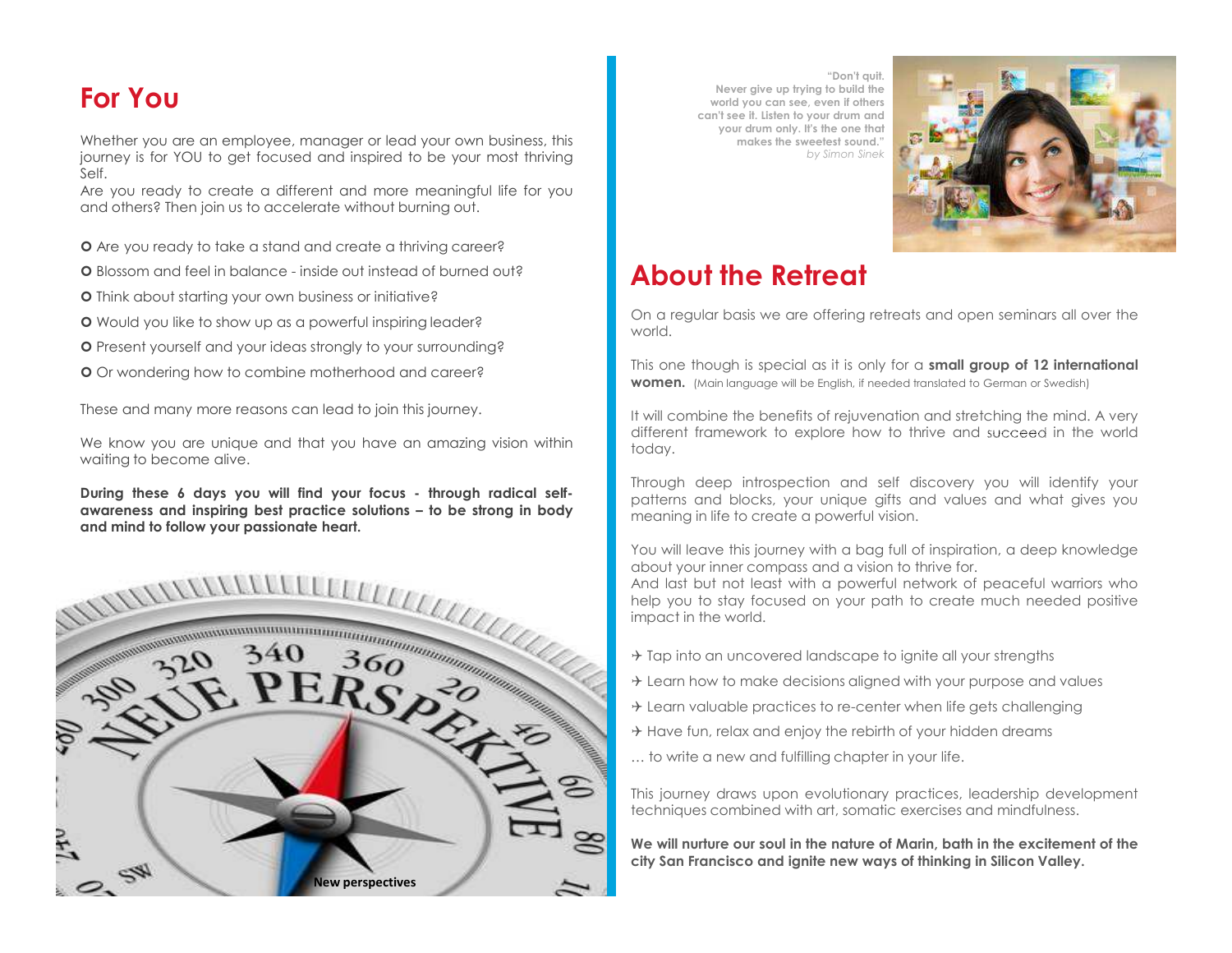## For You

Whether you are an employee, manager or lead your own business, this journey is for YOU to get focused and inspired to be your most thriving Self.
Are you ready to create a different and more meaningful life for you and others? Then join us to accelerate without burning out.

- Are you ready to take a stand and create a thriving career?
- Blossom and feel in balance - inside out instead of burned out?
- Think about starting your own business or initiative?
- Would you like to show up as a powerful inspiring leader?
- Present yourself and your ideas strongly to your surrounding?
- Or wondering how to combine motherhood and career?

These and many more reasons can lead to join this journey.

We know you are unique and that you have an amazing vision within waiting to become alive.

**During these 6 days you will find your focus - through radical self-awareness and inspiring best practice solutions – to be strong in body and mind to follow your passionate heart.**

New perspectives

**"Don't quit. Never give up trying to build the world you can see, even if others can't see it. Listen to your drum and your drum only. It's the one that makes the sweetest sound."**
*by Simon Sinek*

## About the Retreat

On a regular basis we are offering retreats and open seminars all over the world.

This one though is special as it is only for a **small group of 12 international women.** (Main language will be English, if needed translated to German or Swedish)

It will combine the benefits of rejuvenation and stretching the mind. A very different framework to explore how to thrive and succeed in the world today.

Through deep introspection and self discovery you will identify your patterns and blocks, your unique gifts and values and what gives you meaning in life to create a powerful vision.

You will leave this journey with a bag full of inspiration, a deep knowledge about your inner compass and a vision to thrive for.
And last but not least with a powerful network of peaceful warriors who help you to stay focused on your path to create much needed positive impact in the world.

- ✈ Tap into an uncovered landscape to ignite all your strengths
- ✈ Learn how to make decisions aligned with your purpose and values
- ✈ Learn valuable practices to re-center when life gets challenging
- ✈ Have fun, relax and enjoy the rebirth of your hidden dreams

… to write a new and fulfilling chapter in your life.

This journey draws upon evolutionary practices, leadership development techniques combined with art, somatic exercises and mindfulness.

**We will nurture our soul in the nature of Marin, bath in the excitement of the city San Francisco and ignite new ways of thinking in Silicon Valley.**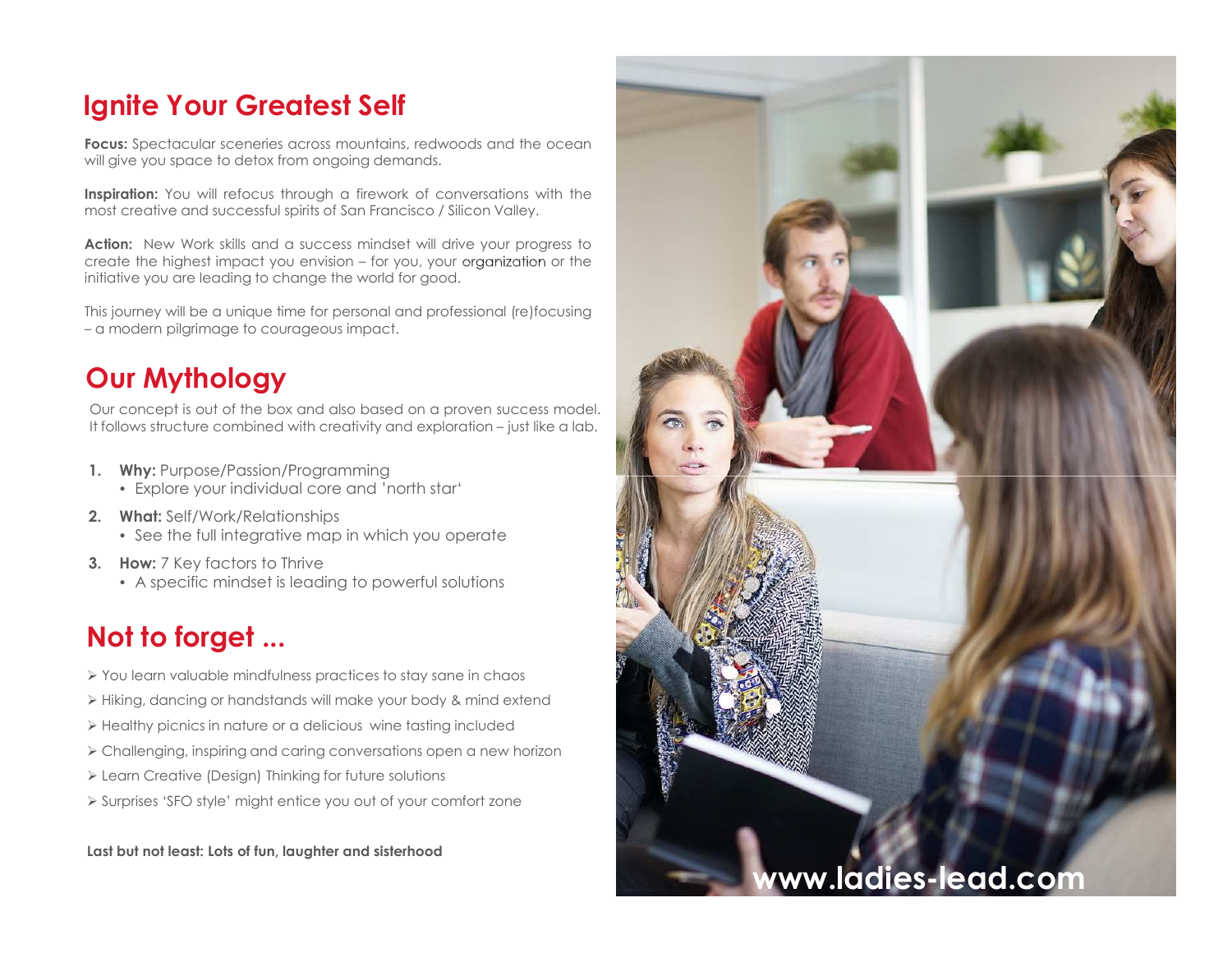## Ignite Your Greatest Self

**Focus:** Spectacular sceneries across mountains, redwoods and the ocean will give you space to detox from ongoing demands.

**Inspiration:** You will refocus through a firework of conversations with the most creative and successful spirits of San Francisco / Silicon Valley.

**Action:** New Work skills and a success mindset will drive your progress to create the highest impact you envision – for you, your organization or the initiative you are leading to change the world for good.

This journey will be a unique time for personal and professional (re)focusing – a modern pilgrimage to courageous impact.

## Our Mythology

Our concept is out of the box and also based on a proven success model. It follows structure combined with creativity and exploration – just like a lab.

1. **Why:** Purpose/Passion/Programming
   - Explore your individual core and 'north star'
2. **What:** Self/Work/Relationships
   - See the full integrative map in which you operate
3. **How:** 7 Key factors to Thrive
   - A specific mindset is leading to powerful solutions

## Not to forget ...

- You learn valuable mindfulness practices to stay sane in chaos
- Hiking, dancing or handstands will make your body & mind extend
- Healthy picnics in nature or a delicious wine tasting included
- Challenging, inspiring and caring conversations open a new horizon
- Learn Creative (Design) Thinking for future solutions
- Surprises 'SFO style' might entice you out of your comfort zone

**Last but not least: Lots of fun, laughter and sisterhood**

www.ladies-lead.com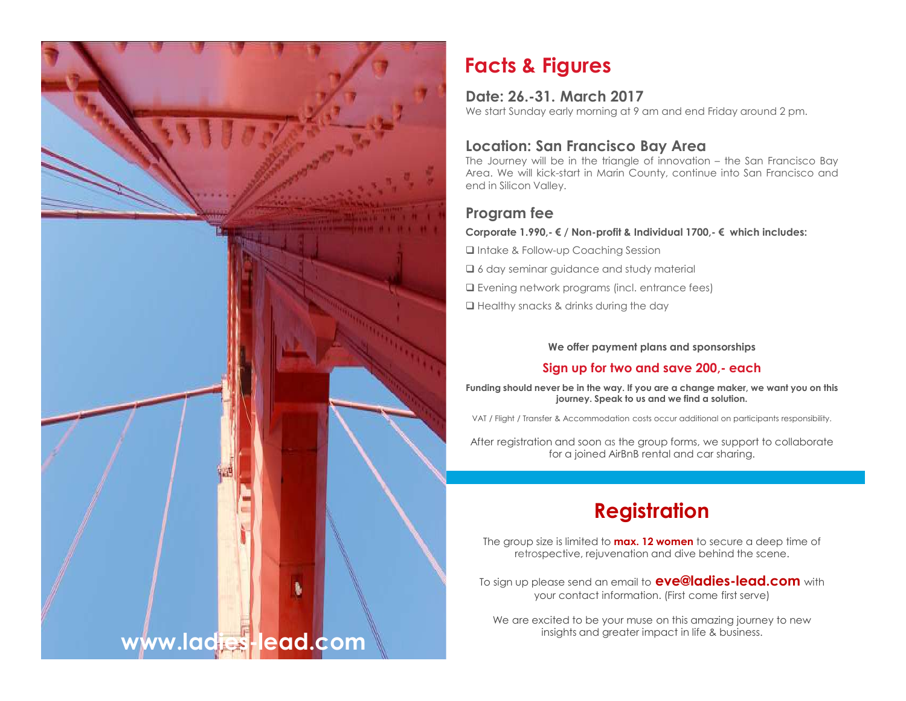## Facts & Figures

### Date: 26.-31. March 2017

We start Sunday early morning at 9 am and end Friday around 2 pm.

### Location: San Francisco Bay Area

The Journey will be in the triangle of innovation – the San Francisco Bay Area. We will kick-start in Marin County, continue into San Francisco and end in Silicon Valley.

### Program fee

**Corporate 1.990,- € / Non-profit & Individual 1700,- € which includes:**

- ❑ Intake & Follow-up Coaching Session
- ❑ 6 day seminar guidance and study material
- ❑ Evening network programs (incl. entrance fees)
- ❑ Healthy snacks & drinks during the day

**We offer payment plans and sponsorships**

**Sign up for two and save 200,- each**

**Funding should never be in the way. If you are a change maker, we want you on this journey. Speak to us and we find a solution.**

VAT / Flight / Transfer & Accommodation costs occur additional on participants responsibility.

After registration and soon as the group forms, we support to collaborate for a joined AirBnB rental and car sharing.

## Registration

The group size is limited to **max. 12 women** to secure a deep time of retrospective, rejuvenation and dive behind the scene.

To sign up please send an email to **eve@ladies-lead.com** with your contact information. (First come first serve)

We are excited to be your muse on this amazing journey to new insights and greater impact in life & business.

www.ladies-lead.com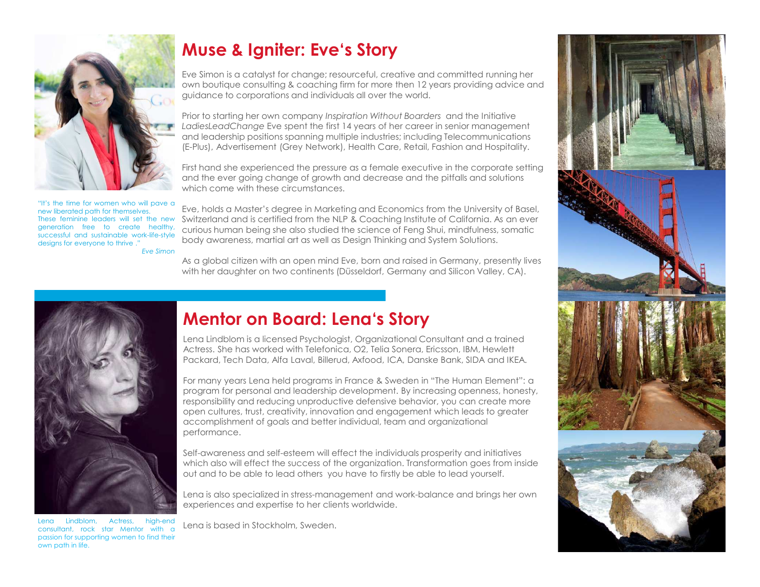## Muse & Igniter: Eve's Story

Eve Simon is a catalyst for change; resourceful, creative and committed running her own boutique consulting & coaching firm for more then 12 years providing advice and guidance to corporations and individuals all over the world.

Prior to starting her own company *Inspiration Without Boarders* and the Initiative *LadiesLeadChange* Eve spent the first 14 years of her career in senior management and leadership positions spanning multiple industries; including Telecommunications (E-Plus), Advertisement (Grey Network), Health Care, Retail, Fashion and Hospitality.

First hand she experienced the pressure as a female executive in the corporate setting and the ever going change of growth and decrease and the pitfalls and solutions which come with these circumstances.

Eve, holds a Master's degree in Marketing and Economics from the University of Basel, Switzerland and is certified from the NLP & Coaching Institute of California. As an ever curious human being she also studied the science of Feng Shui, mindfulness, somatic body awareness, martial art as well as Design Thinking and System Solutions.

As a global citizen with an open mind Eve, born and raised in Germany, presently lives with her daughter on two continents (Düsseldorf, Germany and Silicon Valley, CA).

"It's the time for women who will pave a new liberated path for themselves. These feminine leaders will set the new generation free to create healthy, successful and sustainable work-life-style designs for everyone to thrive ."
*Eve Simon*

## Mentor on Board: Lena's Story

Lena Lindblom is a licensed Psychologist, Organizational Consultant and a trained Actress. She has worked with Telefonica, O2, Telia Sonera, Ericsson, IBM, Hewlett Packard, Tech Data, Alfa Laval, Billerud, Axfood, ICA, Danske Bank, SIDA and IKEA.

For many years Lena held programs in France & Sweden in "The Human Element": a program for personal and leadership development. By increasing openness, honesty, responsibility and reducing unproductive defensive behavior, you can create more open cultures, trust, creativity, innovation and engagement which leads to greater accomplishment of goals and better individual, team and organizational performance.

Self-awareness and self-esteem will effect the individuals prosperity and initiatives which also will effect the success of the organization. Transformation goes from inside out and to be able to lead others you have to firstly be able to lead yourself.

Lena is also specialized in stress-management and work-balance and brings her own experiences and expertise to her clients worldwide.

Lena is based in Stockholm, Sweden.

Lena Lindblom, Actress, high-end consultant, rock star Mentor with a passion for supporting women to find their own path in life.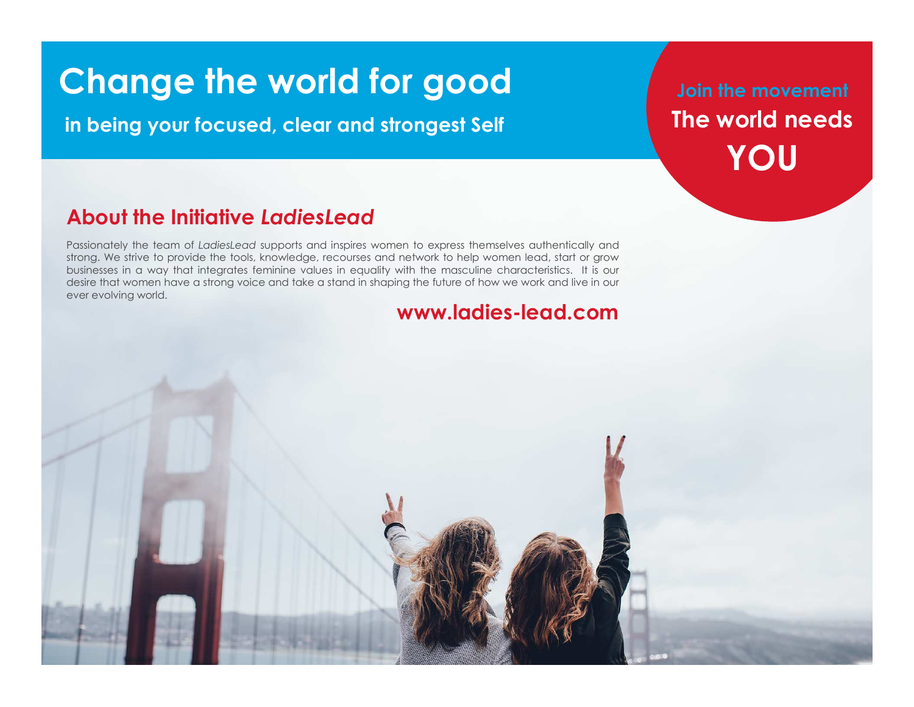# Change the world for good

**in being your focused, clear and strongest Self**

**Join the movement**

**The world needs**

**YOU**

## About the Initiative *LadiesLead*

Passionately the team of *LadiesLead* supports and inspires women to express themselves authentically and strong. We strive to provide the tools, knowledge, recourses and network to help women lead, start or grow businesses in a way that integrates feminine values in equality with the masculine characteristics. It is our desire that women have a strong voice and take a stand in shaping the future of how we work and live in our ever evolving world.

**www.ladies-lead.com**